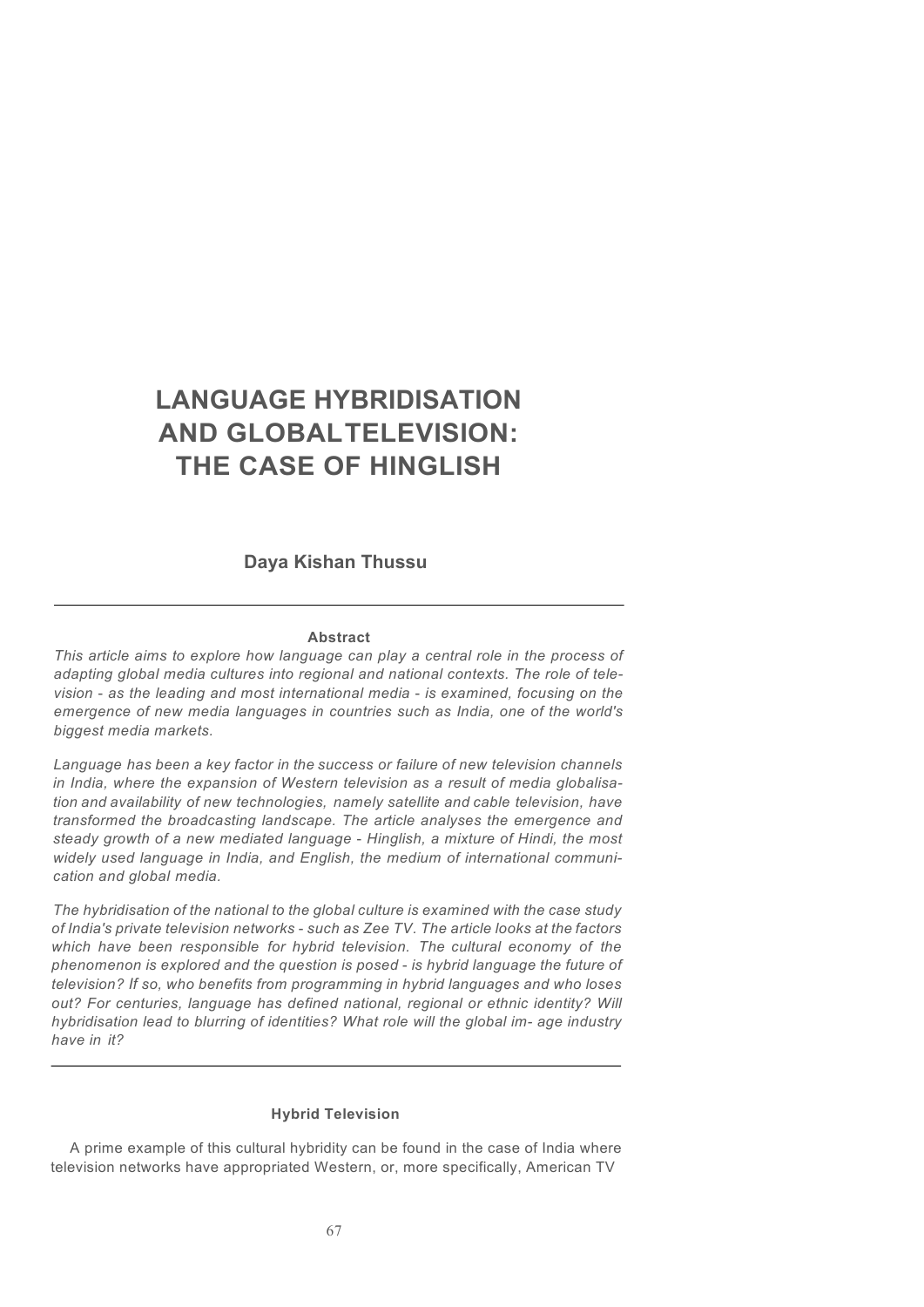# LANGUAGE HYBRIDISATION AND GLOBAL TELEVISION: THE CASE OF HINGLISH

**Daya Kishan Thussu**

---

**Abstract**

*This article aims to explore how language can play a central role in the process of adapting global media cultures into regional and national contexts. The role of television - as the leading and most international media - is examined, focusing on the emergence of new media languages in countries such as India, one of the world's biggest media markets.*

*Language has been a key factor in the success or failure of new television channels in India, where the expansion of Western television as a result of media globalisation and availability of new technologies, namely satellite and cable television, have transformed the broadcasting landscape. The article analyses the emergence and steady growth of a new mediated language - Hinglish, a mixture of Hindi, the most widely used language in India, and English, the medium of international communication and global media.*

*The hybridisation of the national to the global culture is examined with the case study of India's private television networks - such as Zee TV. The article looks at the factors which have been responsible for hybrid television. The cultural economy of the phenomenon is explored and the question is posed - is hybrid language the future of television? If so, who benefits from programming in hybrid languages and who loses out? For centuries, language has defined national, regional or ethnic identity? Will hybridisation lead to blurring of identities? What role will the global im- age industry have in it?*

---

### Hybrid Television

A prime example of this cultural hybridity can be found in the case of India where television networks have appropriated Western, or, more specifically, American TV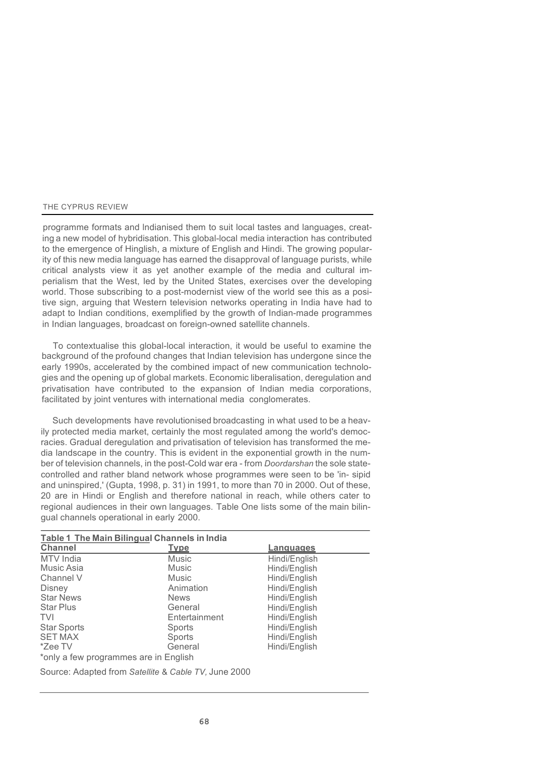programme formats and Indianised them to suit local tastes and languages, creating a new model of hybridisation. This global-local media interaction has contributed to the emergence of Hinglish, a mixture of English and Hindi. The growing popularity of this new media language has earned the disapproval of language purists, while critical analysts view it as yet another example of the media and cultural imperialism that the West, led by the United States, exercises over the developing world. Those subscribing to a post-modernist view of the world see this as a positive sign, arguing that Western television networks operating in India have had to adapt to Indian conditions, exemplified by the growth of Indian-made programmes in Indian languages, broadcast on foreign-owned satellite channels.

To contextualise this global-local interaction, it would be useful to examine the background of the profound changes that Indian television has undergone since the early 1990s, accelerated by the combined impact of new communication technologies and the opening up of global markets. Economic liberalisation, deregulation and privatisation have contributed to the expansion of Indian media corporations, facilitated by joint ventures with international media conglomerates.

Such developments have revolutionised broadcasting in what used to be a heavily protected media market, certainly the most regulated among the world's democracies. Gradual deregulation and privatisation of television has transformed the media landscape in the country. This is evident in the exponential growth in the number of television channels, in the post-Cold war era - from *Doordarshan* the sole state-controlled and rather bland network whose programmes were seen to be 'in- sipid and uninspired,' (Gupta, 1998, p. 31) in 1991, to more than 70 in 2000. Out of these, 20 are in Hindi or English and therefore national in reach, while others cater to regional audiences in their own languages. Table One lists some of the main bilingual channels operational in early 2000.

**Table 1 The Main Bilingual Channels in India**

| Channel | Type | Languages |
|---|---|---|
| MTV India | Music | Hindi/English |
| Music Asia | Music | Hindi/English |
| Channel V | Music | Hindi/English |
| Disney | Animation | Hindi/English |
| Star News | News | Hindi/English |
| Star Plus | General | Hindi/English |
| TVI | Entertainment | Hindi/English |
| Star Sports | Sports | Hindi/English |
| SET MAX | Sports | Hindi/English |
| *Zee TV | General | Hindi/English |

*only a few programmes are in English

Source: Adapted from *Satellite* & *Cable TV*, June 2000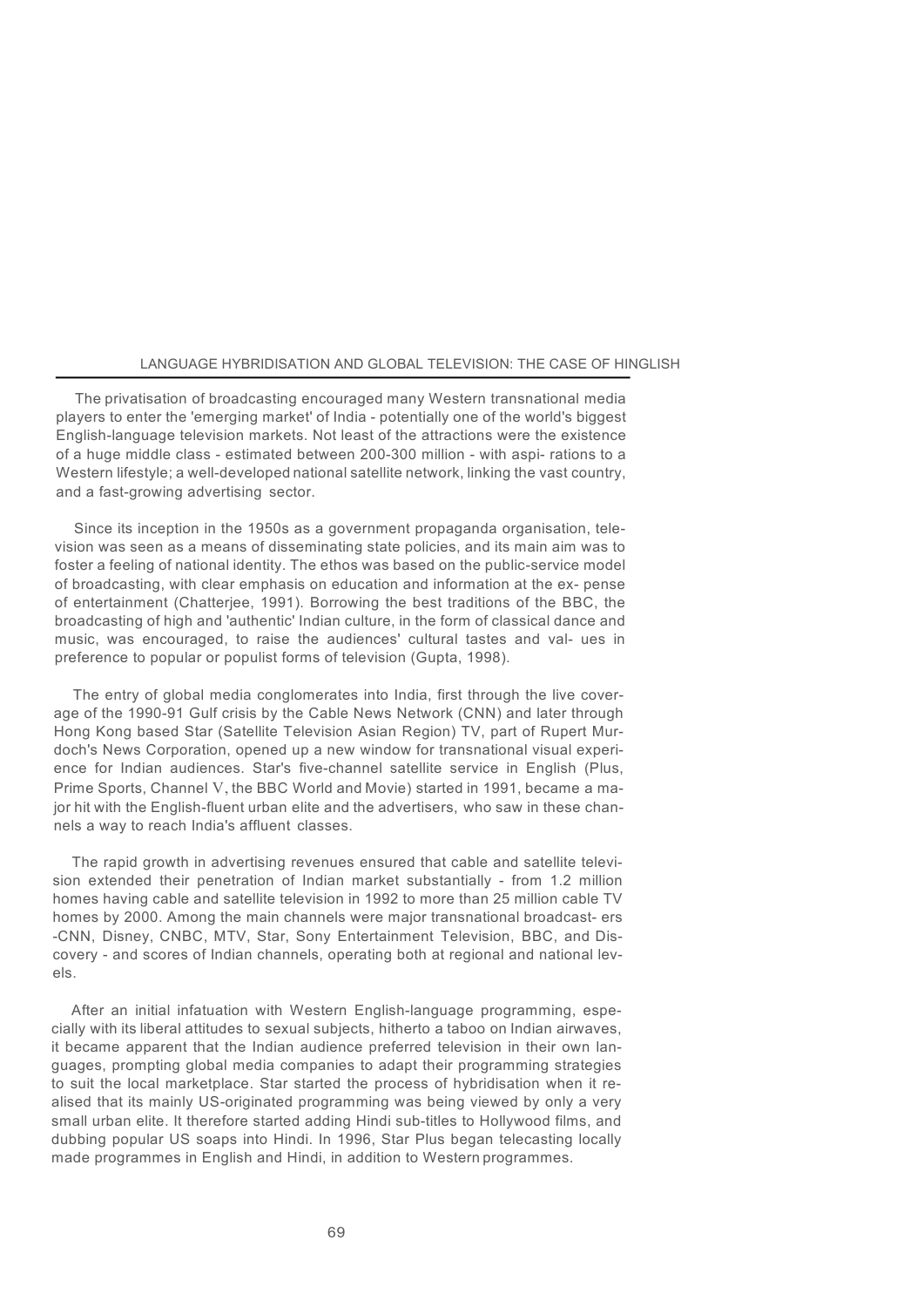The privatisation of broadcasting encouraged many Western transnational media players to enter the 'emerging market' of India - potentially one of the world's biggest English-language television markets. Not least of the attractions were the existence of a huge middle class - estimated between 200-300 million - with aspi- rations to a Western lifestyle; a well-developed national satellite network, linking the vast country, and a fast-growing advertising sector.

Since its inception in the 1950s as a government propaganda organisation, television was seen as a means of disseminating state policies, and its main aim was to foster a feeling of national identity. The ethos was based on the public-service model of broadcasting, with clear emphasis on education and information at the ex- pense of entertainment (Chatterjee, 1991). Borrowing the best traditions of the BBC, the broadcasting of high and 'authentic' Indian culture, in the form of classical dance and music, was encouraged, to raise the audiences' cultural tastes and val- ues in preference to popular or populist forms of television (Gupta, 1998).

The entry of global media conglomerates into India, first through the live coverage of the 1990-91 Gulf crisis by the Cable News Network (CNN) and later through Hong Kong based Star (Satellite Television Asian Region) TV, part of Rupert Murdoch's News Corporation, opened up a new window for transnational visual experience for Indian audiences. Star's five-channel satellite service in English (Plus, Prime Sports, Channel V, the BBC World and Movie) started in 1991, became a major hit with the English-fluent urban elite and the advertisers, who saw in these channels a way to reach India's affluent classes.

The rapid growth in advertising revenues ensured that cable and satellite television extended their penetration of Indian market substantially - from 1.2 million homes having cable and satellite television in 1992 to more than 25 million cable TV homes by 2000. Among the main channels were major transnational broadcast- ers -CNN, Disney, CNBC, MTV, Star, Sony Entertainment Television, BBC, and Discovery - and scores of Indian channels, operating both at regional and national levels.

After an initial infatuation with Western English-language programming, especially with its liberal attitudes to sexual subjects, hitherto a taboo on Indian airwaves, it became apparent that the Indian audience preferred television in their own languages, prompting global media companies to adapt their programming strategies to suit the local marketplace. Star started the process of hybridisation when it realised that its mainly US-originated programming was being viewed by only a very small urban elite. It therefore started adding Hindi sub-titles to Hollywood films, and dubbing popular US soaps into Hindi. In 1996, Star Plus began telecasting locally made programmes in English and Hindi, in addition to Western programmes.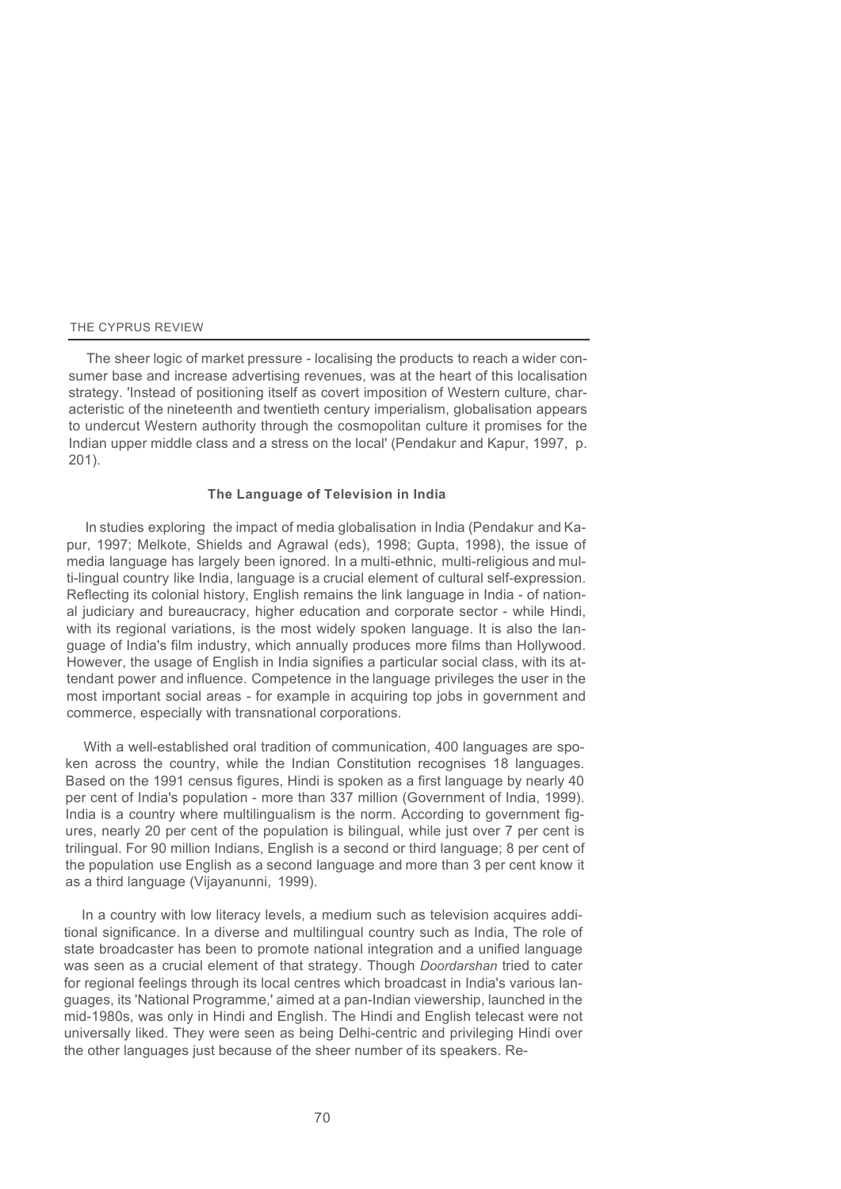The sheer logic of market pressure - localising the products to reach a wider consumer base and increase advertising revenues, was at the heart of this localisation strategy. 'Instead of positioning itself as covert imposition of Western culture, characteristic of the nineteenth and twentieth century imperialism, globalisation appears to undercut Western authority through the cosmopolitan culture it promises for the Indian upper middle class and a stress on the local' (Pendakur and Kapur, 1997, p. 201).

### The Language of Television in India

In studies exploring the impact of media globalisation in India (Pendakur and Kapur, 1997; Melkote, Shields and Agrawal (eds), 1998; Gupta, 1998), the issue of media language has largely been ignored. In a multi-ethnic, multi-religious and multi-lingual country like India, language is a crucial element of cultural self-expression. Reflecting its colonial history, English remains the link language in India - of national judiciary and bureaucracy, higher education and corporate sector - while Hindi, with its regional variations, is the most widely spoken language. It is also the language of India's film industry, which annually produces more films than Hollywood. However, the usage of English in India signifies a particular social class, with its attendant power and influence. Competence in the language privileges the user in the most important social areas - for example in acquiring top jobs in government and commerce, especially with transnational corporations.

With a well-established oral tradition of communication, 400 languages are spoken across the country, while the Indian Constitution recognises 18 languages. Based on the 1991 census figures, Hindi is spoken as a first language by nearly 40 per cent of India's population - more than 337 million (Government of India, 1999). India is a country where multilingualism is the norm. According to government figures, nearly 20 per cent of the population is bilingual, while just over 7 per cent is trilingual. For 90 million Indians, English is a second or third language; 8 per cent of the population use English as a second language and more than 3 per cent know it as a third language (Vijayanunni, 1999).

In a country with low literacy levels, a medium such as television acquires additional significance. In a diverse and multilingual country such as India, The role of state broadcaster has been to promote national integration and a unified language was seen as a crucial element of that strategy. Though *Doordarshan* tried to cater for regional feelings through its local centres which broadcast in India's various languages, its 'National Programme,' aimed at a pan-Indian viewership, launched in the mid-1980s, was only in Hindi and English. The Hindi and English telecast were not universally liked. They were seen as being Delhi-centric and privileging Hindi over the other languages just because of the sheer number of its speakers. Re-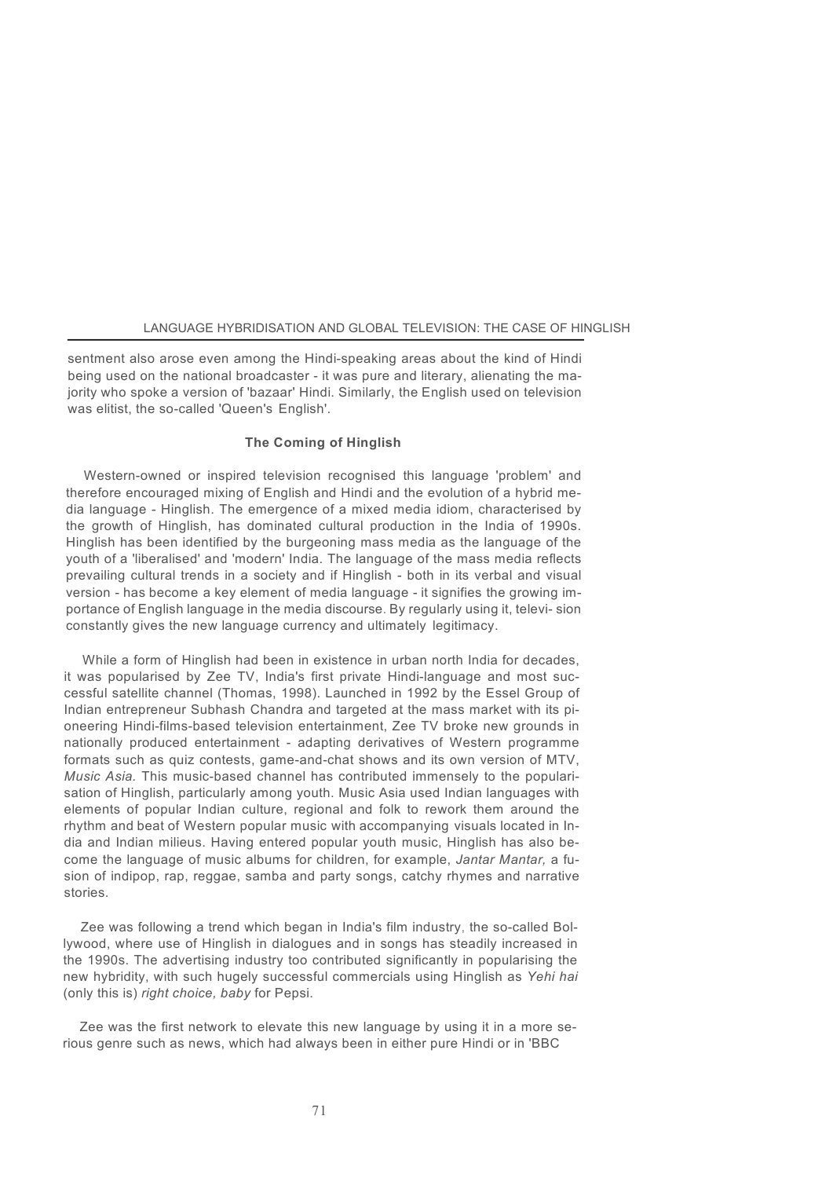sentment also arose even among the Hindi-speaking areas about the kind of Hindi being used on the national broadcaster - it was pure and literary, alienating the majority who spoke a version of 'bazaar' Hindi. Similarly, the English used on television was elitist, the so-called 'Queen's English'.

### The Coming of Hinglish

Western-owned or inspired television recognised this language 'problem' and therefore encouraged mixing of English and Hindi and the evolution of a hybrid media language - Hinglish. The emergence of a mixed media idiom, characterised by the growth of Hinglish, has dominated cultural production in the India of 1990s. Hinglish has been identified by the burgeoning mass media as the language of the youth of a 'liberalised' and 'modern' India. The language of the mass media reflects prevailing cultural trends in a society and if Hinglish - both in its verbal and visual version - has become a key element of media language - it signifies the growing importance of English language in the media discourse. By regularly using it, television constantly gives the new language currency and ultimately legitimacy.

While a form of Hinglish had been in existence in urban north India for decades, it was popularised by Zee TV, India's first private Hindi-language and most successful satellite channel (Thomas, 1998). Launched in 1992 by the Essel Group of Indian entrepreneur Subhash Chandra and targeted at the mass market with its pioneering Hindi-films-based television entertainment, Zee TV broke new grounds in nationally produced entertainment - adapting derivatives of Western programme formats such as quiz contests, game-and-chat shows and its own version of MTV, *Music Asia.* This music-based channel has contributed immensely to the popularisation of Hinglish, particularly among youth. Music Asia used Indian languages with elements of popular Indian culture, regional and folk to rework them around the rhythm and beat of Western popular music with accompanying visuals located in India and Indian milieus. Having entered popular youth music, Hinglish has also become the language of music albums for children, for example, *Jantar Mantar,* a fusion of indipop, rap, reggae, samba and party songs, catchy rhymes and narrative stories.

Zee was following a trend which began in India's film industry, the so-called Bollywood, where use of Hinglish in dialogues and in songs has steadily increased in the 1990s. The advertising industry too contributed significantly in popularising the new hybridity, with such hugely successful commercials using Hinglish as *Yehi hai* (only this is) *right choice, baby* for Pepsi.

Zee was the first network to elevate this new language by using it in a more serious genre such as news, which had always been in either pure Hindi or in 'BBC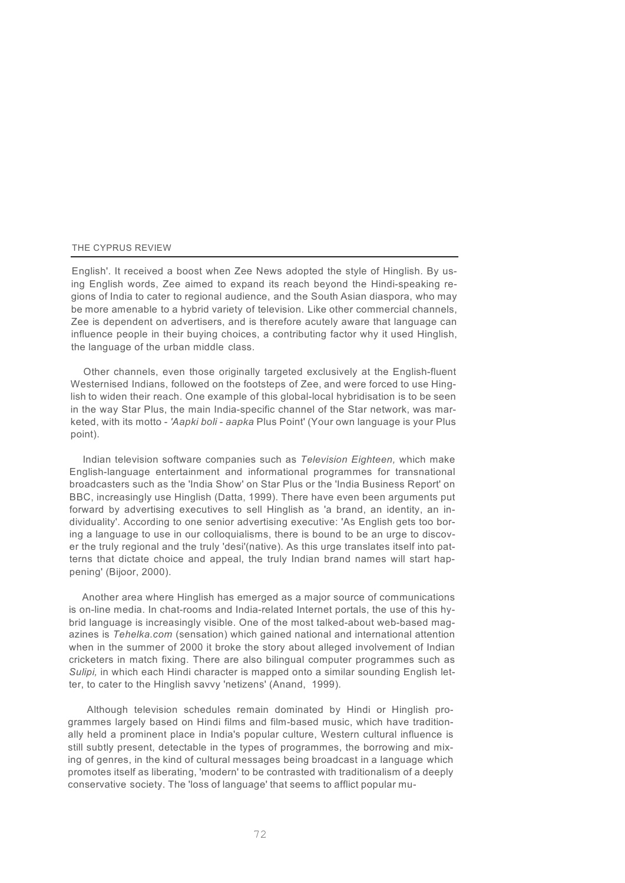English'. It received a boost when Zee News adopted the style of Hinglish. By using English words, Zee aimed to expand its reach beyond the Hindi-speaking regions of India to cater to regional audience, and the South Asian diaspora, who may be more amenable to a hybrid variety of television. Like other commercial channels, Zee is dependent on advertisers, and is therefore acutely aware that language can influence people in their buying choices, a contributing factor why it used Hinglish, the language of the urban middle class.

Other channels, even those originally targeted exclusively at the English-fluent Westernised Indians, followed on the footsteps of Zee, and were forced to use Hinglish to widen their reach. One example of this global-local hybridisation is to be seen in the way Star Plus, the main India-specific channel of the Star network, was marketed, with its motto - *'Aapki boli - aapka* Plus Point' (Your own language is your Plus point).

Indian television software companies such as *Television Eighteen,* which make English-language entertainment and informational programmes for transnational broadcasters such as the 'India Show' on Star Plus or the 'India Business Report' on BBC, increasingly use Hinglish (Datta, 1999). There have even been arguments put forward by advertising executives to sell Hinglish as 'a brand, an identity, an individuality'. According to one senior advertising executive: 'As English gets too boring a language to use in our colloquialisms, there is bound to be an urge to discover the truly regional and the truly 'desi'(native). As this urge translates itself into patterns that dictate choice and appeal, the truly Indian brand names will start happening' (Bijoor, 2000).

Another area where Hinglish has emerged as a major source of communications is on-line media. In chat-rooms and India-related Internet portals, the use of this hybrid language is increasingly visible. One of the most talked-about web-based magazines is *Tehelka.com* (sensation) which gained national and international attention when in the summer of 2000 it broke the story about alleged involvement of Indian cricketers in match fixing. There are also bilingual computer programmes such as *Sulipi,* in which each Hindi character is mapped onto a similar sounding English letter, to cater to the Hinglish savvy 'netizens' (Anand, 1999).

Although television schedules remain dominated by Hindi or Hinglish programmes largely based on Hindi films and film-based music, which have traditionally held a prominent place in India's popular culture, Western cultural influence is still subtly present, detectable in the types of programmes, the borrowing and mixing of genres, in the kind of cultural messages being broadcast in a language which promotes itself as liberating, 'modern' to be contrasted with traditionalism of a deeply conservative society. The 'loss of language' that seems to afflict popular mu-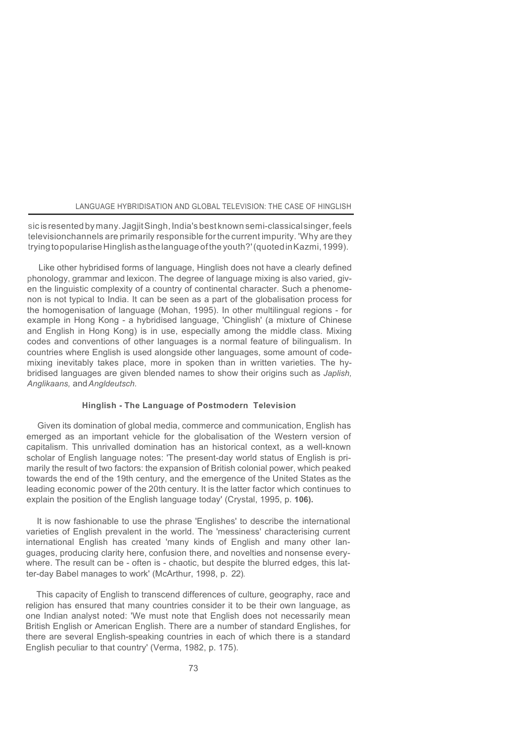sic is resented by many. Jagjit Singh, India's best known semi-classical singer, feels television channels are primarily responsible for the current impurity. 'Why are they trying to popularise Hinglish as the language of the youth?' (quoted in Kazmi, 1999).

Like other hybridised forms of language, Hinglish does not have a clearly defined phonology, grammar and lexicon. The degree of language mixing is also varied, given the linguistic complexity of a country of continental character. Such a phenomenon is not typical to India. It can be seen as a part of the globalisation process for the homogenisation of language (Mohan, 1995). In other multilingual regions - for example in Hong Kong - a hybridised language, 'Chinglish' (a mixture of Chinese and English in Hong Kong) is in use, especially among the middle class. Mixing codes and conventions of other languages is a normal feature of bilingualism. In countries where English is used alongside other languages, some amount of code-mixing inevitably takes place, more in spoken than in written varieties. The hybridised languages are given blended names to show their origins such as *Japlish, Anglikaans,* and *Angldeutsch*.

### Hinglish - The Language of Postmodern Television

Given its domination of global media, commerce and communication, English has emerged as an important vehicle for the globalisation of the Western version of capitalism. This unrivalled domination has an historical context, as a well-known scholar of English language notes: 'The present-day world status of English is primarily the result of two factors: the expansion of British colonial power, which peaked towards the end of the 19th century, and the emergence of the United States as the leading economic power of the 20th century. It is the latter factor which continues to explain the position of the English language today' (Crystal, 1995, p. **106).**

It is now fashionable to use the phrase 'Englishes' to describe the international varieties of English prevalent in the world. The 'messiness' characterising current international English has created 'many kinds of English and many other languages, producing clarity here, confusion there, and novelties and nonsense everywhere. The result can be - often is - chaotic, but despite the blurred edges, this latter-day Babel manages to work' (McArthur, 1998, p. 22).

This capacity of English to transcend differences of culture, geography, race and religion has ensured that many countries consider it to be their own language, as one Indian analyst noted: 'We must note that English does not necessarily mean British English or American English. There are a number of standard Englishes, for there are several English-speaking countries in each of which there is a standard English peculiar to that country' (Verma, 1982, p. 175).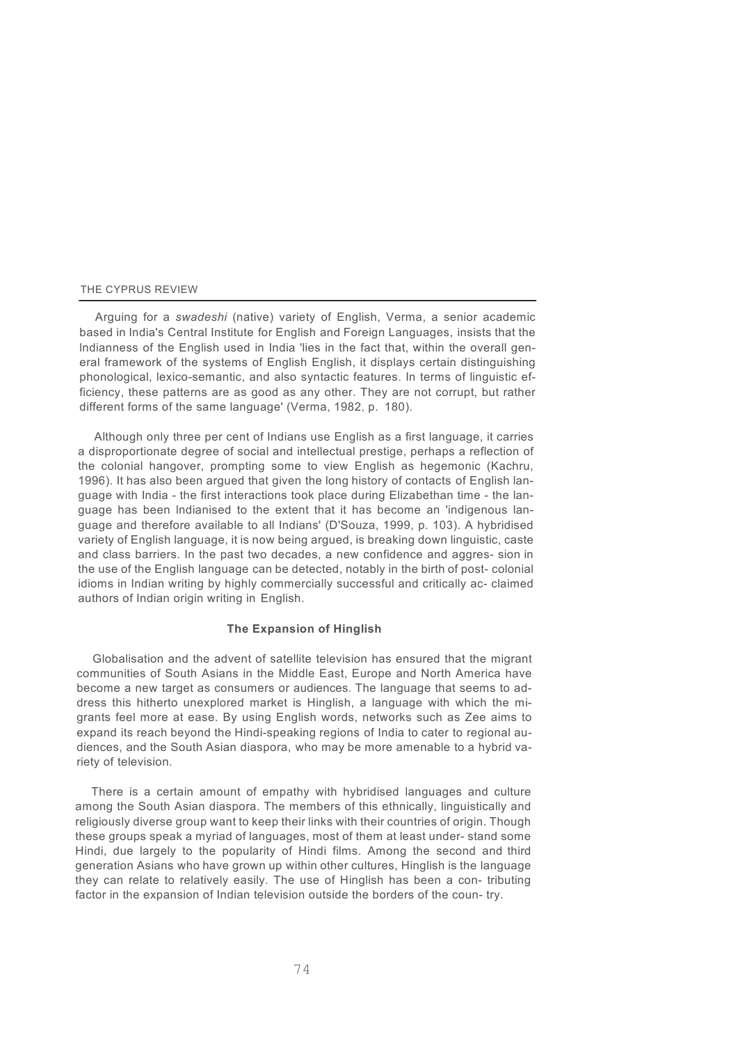Arguing for a *swadeshi* (native) variety of English, Verma, a senior academic based in India's Central Institute for English and Foreign Languages, insists that the Indianness of the English used in India 'lies in the fact that, within the overall general framework of the systems of English English, it displays certain distinguishing phonological, lexico-semantic, and also syntactic features. In terms of linguistic efficiency, these patterns are as good as any other. They are not corrupt, but rather different forms of the same language' (Verma, 1982, p. 180).

Although only three per cent of Indians use English as a first language, it carries a disproportionate degree of social and intellectual prestige, perhaps a reflection of the colonial hangover, prompting some to view English as hegemonic (Kachru, 1996). It has also been argued that given the long history of contacts of English language with India - the first interactions took place during Elizabethan time - the language has been Indianised to the extent that it has become an 'indigenous language and therefore available to all Indians' (D'Souza, 1999, p. 103). A hybridised variety of English language, it is now being argued, is breaking down linguistic, caste and class barriers. In the past two decades, a new confidence and aggression in the use of the English language can be detected, notably in the birth of post-colonial idioms in Indian writing by highly commercially successful and critically acclaimed authors of Indian origin writing in English.

### The Expansion of Hinglish

Globalisation and the advent of satellite television has ensured that the migrant communities of South Asians in the Middle East, Europe and North America have become a new target as consumers or audiences. The language that seems to address this hitherto unexplored market is Hinglish, a language with which the migrants feel more at ease. By using English words, networks such as Zee aims to expand its reach beyond the Hindi-speaking regions of India to cater to regional audiences, and the South Asian diaspora, who may be more amenable to a hybrid variety of television.

There is a certain amount of empathy with hybridised languages and culture among the South Asian diaspora. The members of this ethnically, linguistically and religiously diverse group want to keep their links with their countries of origin. Though these groups speak a myriad of languages, most of them at least understand some Hindi, due largely to the popularity of Hindi films. Among the second and third generation Asians who have grown up within other cultures, Hinglish is the language they can relate to relatively easily. The use of Hinglish has been a contributing factor in the expansion of Indian television outside the borders of the country.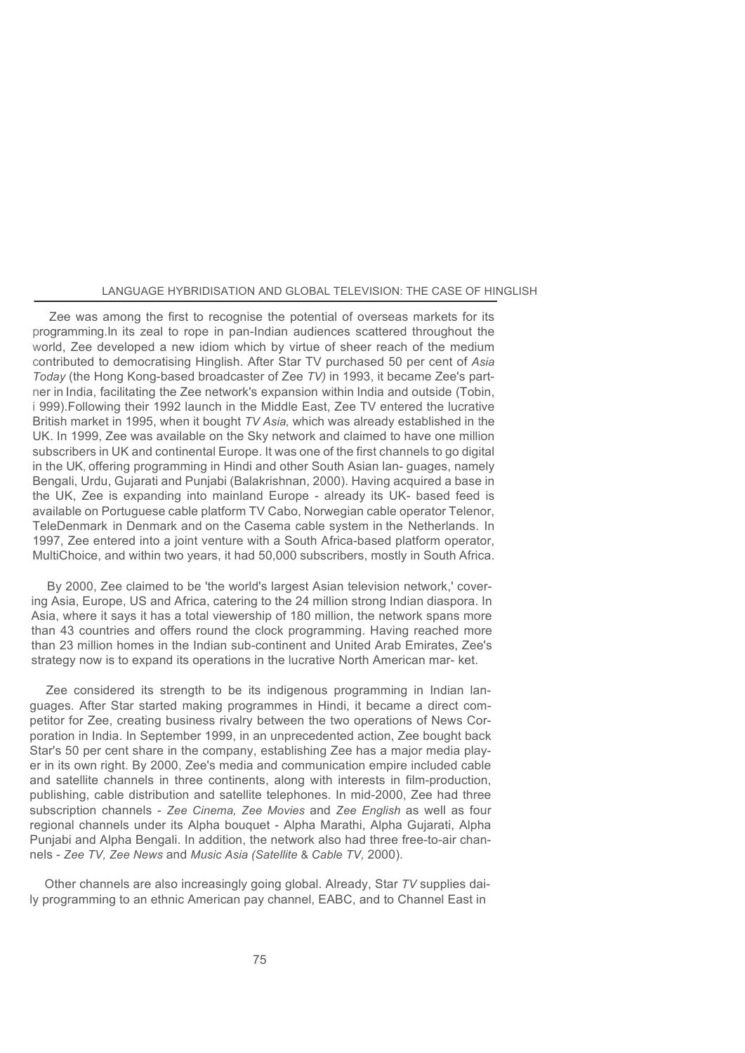Zee was among the first to recognise the potential of overseas markets for its programming.In its zeal to rope in pan-Indian audiences scattered throughout the world, Zee developed a new idiom which by virtue of sheer reach of the medium contributed to democratising Hinglish. After Star TV purchased 50 per cent of *Asia Today* (the Hong Kong-based broadcaster of Zee *TV)* in 1993, it became Zee's partner in India, facilitating the Zee network's expansion within India and outside (Tobin, i 999).Following their 1992 launch in the Middle East, Zee TV entered the lucrative British market in 1995, when it bought *TV Asia,* which was already established in the UK. In 1999, Zee was available on the Sky network and claimed to have one million subscribers in UK and continental Europe. It was one of the first channels to go digital in the UK, offering programming in Hindi and other South Asian lan- guages, namely Bengali, Urdu, Gujarati and Punjabi (Balakrishnan, 2000). Having acquired a base in the UK, Zee is expanding into mainland Europe - already its UK- based feed is available on Portuguese cable platform TV Cabo, Norwegian cable operator Telenor, TeleDenmark in Denmark and on the Casema cable system in the Netherlands. In 1997, Zee entered into a joint venture with a South Africa-based platform operator, MultiChoice, and within two years, it had 50,000 subscribers, mostly in South Africa.

By 2000, Zee claimed to be 'the world's largest Asian television network,' covering Asia, Europe, US and Africa, catering to the 24 million strong Indian diaspora. In Asia, where it says it has a total viewership of 180 million, the network spans more than 43 countries and offers round the clock programming. Having reached more than 23 million homes in the Indian sub-continent and United Arab Emirates, Zee's strategy now is to expand its operations in the lucrative North American mar- ket.

Zee considered its strength to be its indigenous programming in Indian languages. After Star started making programmes in Hindi, it became a direct competitor for Zee, creating business rivalry between the two operations of News Corporation in India. In September 1999, in an unprecedented action, Zee bought back Star's 50 per cent share in the company, establishing Zee has a major media player in its own right. By 2000, Zee's media and communication empire included cable and satellite channels in three continents, along with interests in film-production, publishing, cable distribution and satellite telephones. In mid-2000, Zee had three subscription channels - *Zee Cinema, Zee Movies* and *Zee English* as well as four regional channels under its Alpha bouquet - Alpha Marathi, Alpha Gujarati, Alpha Punjabi and Alpha Bengali. In addition, the network also had three free-to-air channels - *Zee TV, Zee News* and *Music Asia (Satellite* & *Cable TV,* 2000).

Other channels are also increasingly going global. Already, Star *TV* supplies daily programming to an ethnic American pay channel, EABC, and to Channel East in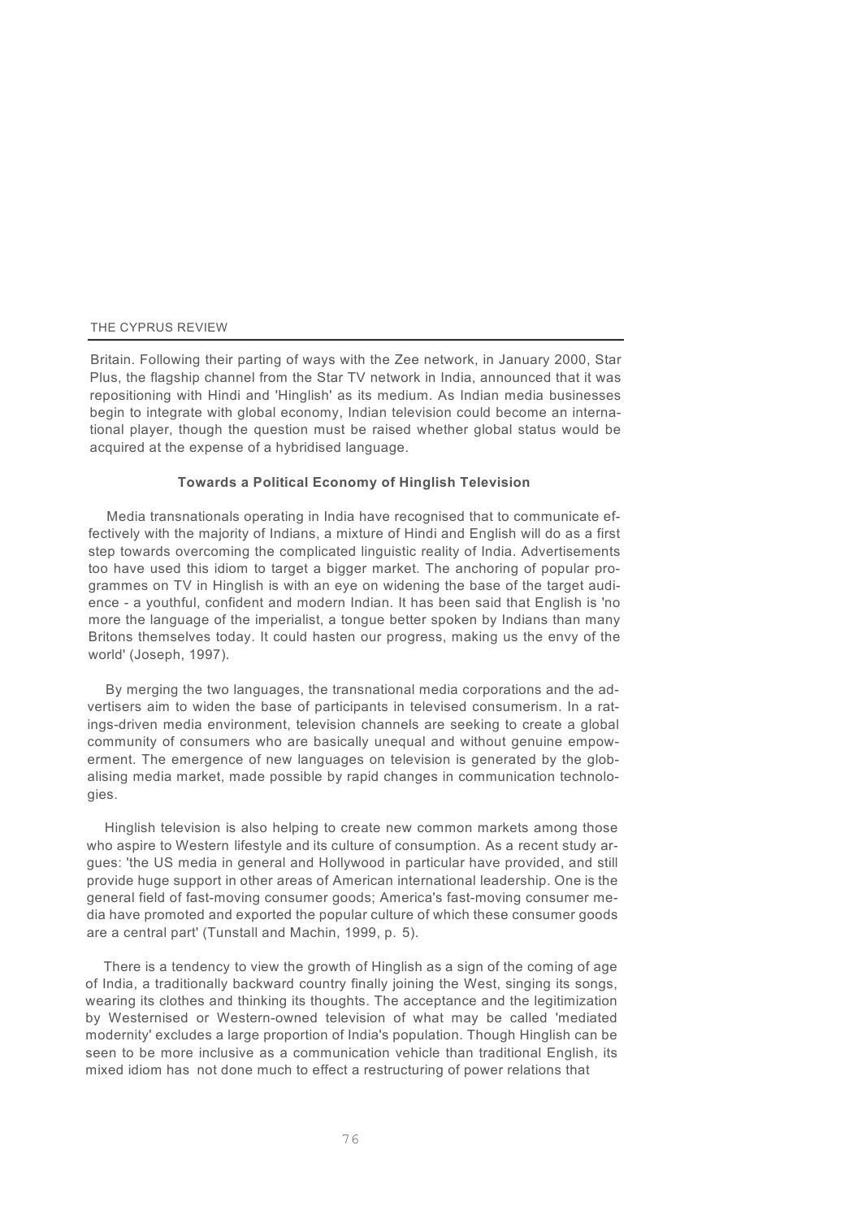Britain. Following their parting of ways with the Zee network, in January 2000, Star Plus, the flagship channel from the Star TV network in India, announced that it was repositioning with Hindi and 'Hinglish' as its medium. As Indian media businesses begin to integrate with global economy, Indian television could become an international player, though the question must be raised whether global status would be acquired at the expense of a hybridised language.

### Towards a Political Economy of Hinglish Television

Media transnationals operating in India have recognised that to communicate effectively with the majority of Indians, a mixture of Hindi and English will do as a first step towards overcoming the complicated linguistic reality of India. Advertisements too have used this idiom to target a bigger market. The anchoring of popular programmes on TV in Hinglish is with an eye on widening the base of the target audience - a youthful, confident and modern Indian. It has been said that English is 'no more the language of the imperialist, a tongue better spoken by Indians than many Britons themselves today. It could hasten our progress, making us the envy of the world' (Joseph, 1997).

By merging the two languages, the transnational media corporations and the advertisers aim to widen the base of participants in televised consumerism. In a ratings-driven media environment, television channels are seeking to create a global community of consumers who are basically unequal and without genuine empowerment. The emergence of new languages on television is generated by the globalising media market, made possible by rapid changes in communication technologies.

Hinglish television is also helping to create new common markets among those who aspire to Western lifestyle and its culture of consumption. As a recent study argues: 'the US media in general and Hollywood in particular have provided, and still provide huge support in other areas of American international leadership. One is the general field of fast-moving consumer goods; America's fast-moving consumer media have promoted and exported the popular culture of which these consumer goods are a central part' (Tunstall and Machin, 1999, p. 5).

There is a tendency to view the growth of Hinglish as a sign of the coming of age of India, a traditionally backward country finally joining the West, singing its songs, wearing its clothes and thinking its thoughts. The acceptance and the legitimization by Westernised or Western-owned television of what may be called 'mediated modernity' excludes a large proportion of India's population. Though Hinglish can be seen to be more inclusive as a communication vehicle than traditional English, its mixed idiom has not done much to effect a restructuring of power relations that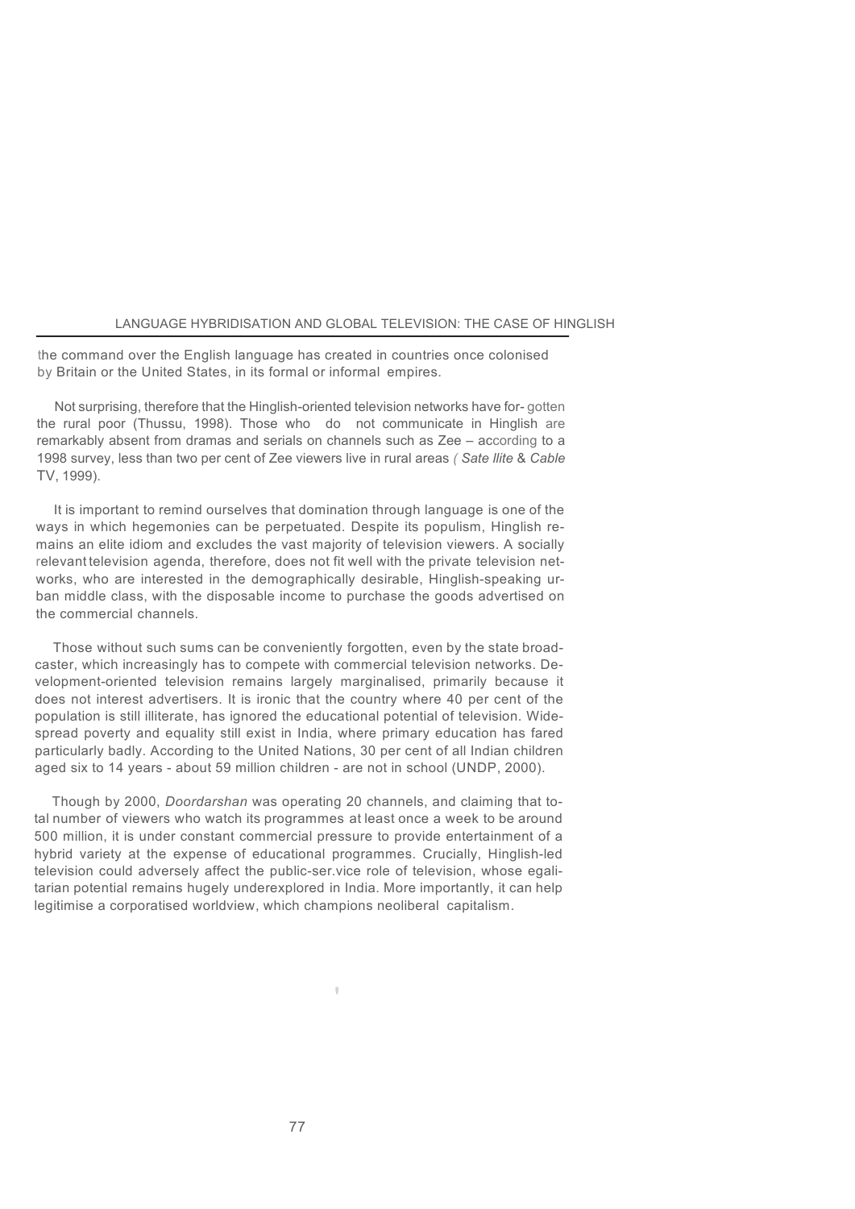the command over the English language has created in countries once colonised by Britain or the United States, in its formal or informal empires.

Not surprising, therefore that the Hinglish-oriented television networks have forgotten the rural poor (Thussu, 1998). Those who do not communicate in Hinglish are remarkably absent from dramas and serials on channels such as Zee – according to a 1998 survey, less than two per cent of Zee viewers live in rural areas (*Satellite & Cable* TV, 1999).

It is important to remind ourselves that domination through language is one of the ways in which hegemonies can be perpetuated. Despite its populism, Hinglish remains an elite idiom and excludes the vast majority of television viewers. A socially relevant television agenda, therefore, does not fit well with the private television networks, who are interested in the demographically desirable, Hinglish-speaking urban middle class, with the disposable income to purchase the goods advertised on the commercial channels.

Those without such sums can be conveniently forgotten, even by the state broadcaster, which increasingly has to compete with commercial television networks. Development-oriented television remains largely marginalised, primarily because it does not interest advertisers. It is ironic that the country where 40 per cent of the population is still illiterate, has ignored the educational potential of television. Widespread poverty and equality still exist in India, where primary education has fared particularly badly. According to the United Nations, 30 per cent of all Indian children aged six to 14 years - about 59 million children - are not in school (UNDP, 2000).

Though by 2000, *Doordarshan* was operating 20 channels, and claiming that total number of viewers who watch its programmes at least once a week to be around 500 million, it is under constant commercial pressure to provide entertainment of a hybrid variety at the expense of educational programmes. Crucially, Hinglish-led television could adversely affect the public-ser.vice role of television, whose egalitarian potential remains hugely underexplored in India. More importantly, it can help legitimise a corporatised worldview, which champions neoliberal capitalism.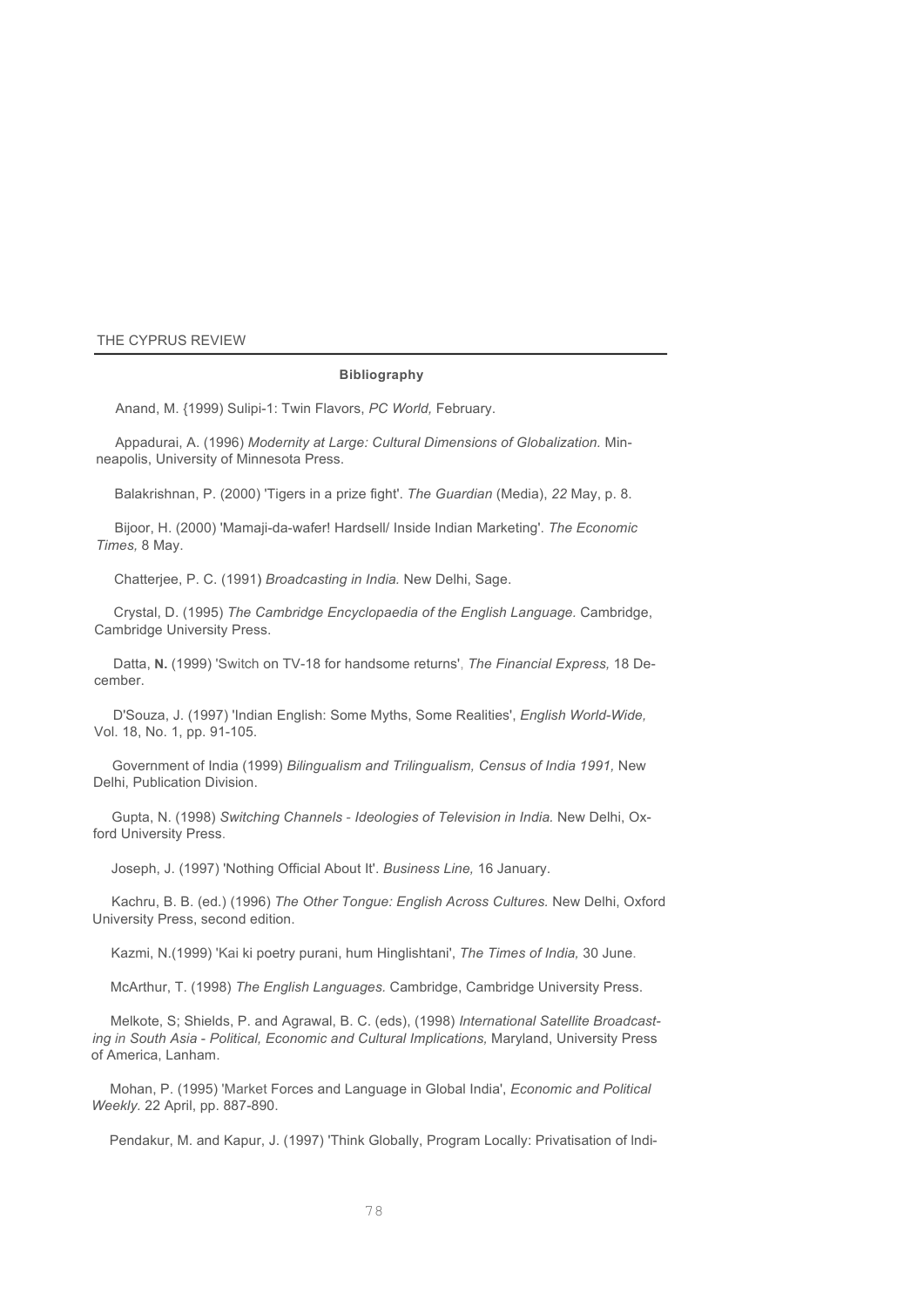### Bibliography

Anand, M. {1999) Sulipi-1: Twin Flavors, *PC World,* February.

Appadurai, A. (1996) *Modernity at Large: Cultural Dimensions of Globalization.* Minneapolis, University of Minnesota Press.

Balakrishnan, P. (2000) 'Tigers in a prize fight'. *The Guardian* (Media), *22* May, p. 8.

Bijoor, H. (2000) 'Mamaji-da-wafer! Hardsell/ Inside Indian Marketing'. *The Economic Times,* 8 May.

Chatterjee, P. C. (1991) *Broadcasting in India.* New Delhi, Sage.

Crystal, D. (1995) *The Cambridge Encyclopaedia of the English Language.* Cambridge, Cambridge University Press.

Datta, **N.** (1999) 'Switch on TV-18 for handsome returns', *The Financial Express,* 18 December.

D'Souza, J. (1997) 'Indian English: Some Myths, Some Realities', *English World-Wide,* Vol. 18, No. 1, pp. 91-105.

Government of India (1999) *Bilingualism and Trilingualism, Census of India 1991,* New Delhi, Publication Division.

Gupta, N. (1998) *Switching Channels - Ideologies of Television in India.* New Delhi, Oxford University Press.

Joseph, J. (1997) 'Nothing Official About It'. *Business Line,* 16 January.

Kachru, B. B. (ed.) (1996) *The Other Tongue: English Across Cultures.* New Delhi, Oxford University Press, second edition.

Kazmi, N.(1999) 'Kai ki poetry purani, hum Hinglishtani', *The Times of India,* 30 June.

McArthur, T. (1998) *The English Languages.* Cambridge, Cambridge University Press.

Melkote, S; Shields, P. and Agrawal, B. C. (eds), (1998) *International Satellite Broadcasting in South Asia - Political, Economic and Cultural Implications,* Maryland, University Press of America, Lanham.

Mohan, P. (1995) 'Market Forces and Language in Global India', *Economic and Political Weekly.* 22 April, pp. 887-890.

Pendakur, M. and Kapur, J. (1997) 'Think Globally, Program Locally: Privatisation of Indi-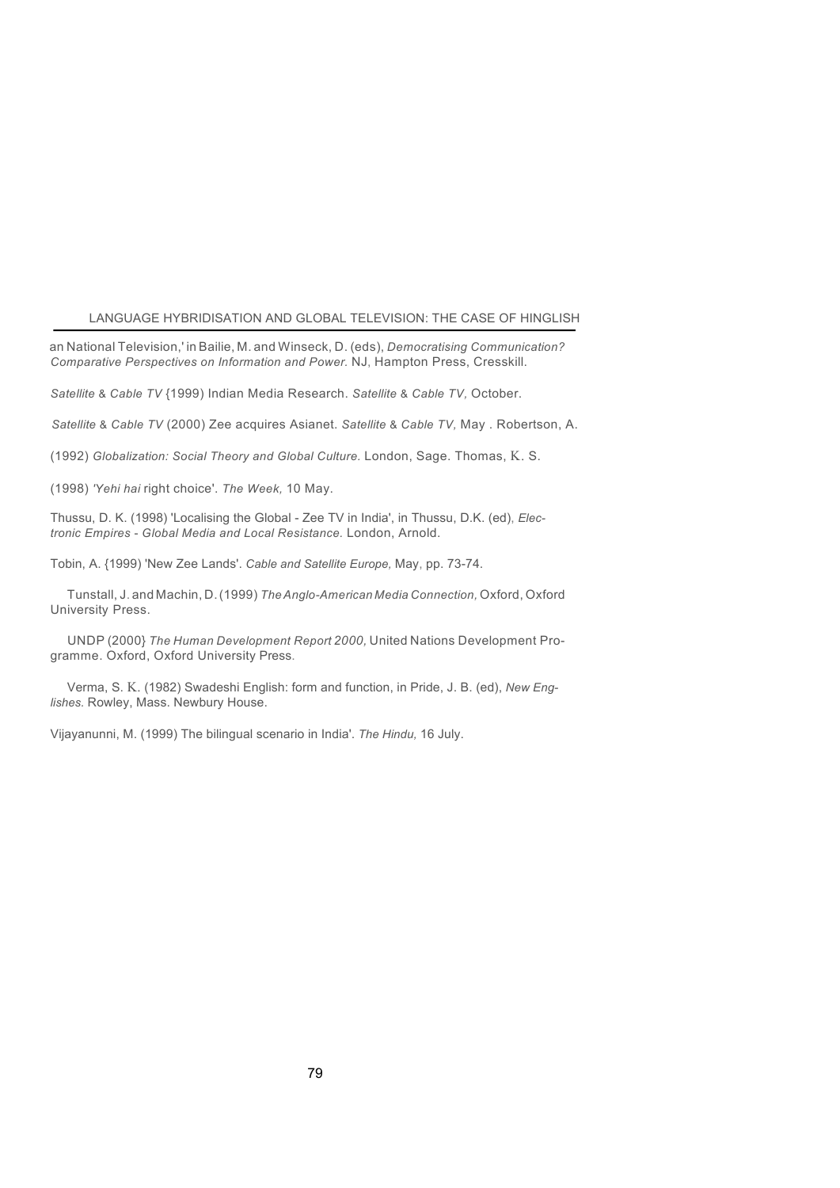an National Television,' in Bailie, M. and Winseck, D. (eds), *Democratising Communication? Comparative Perspectives on Information and Power.* NJ, Hampton Press, Cresskill.

*Satellite & Cable TV* {1999) Indian Media Research. *Satellite & Cable TV,* October.

*Satellite & Cable TV* (2000) Zee acquires Asianet. *Satellite & Cable TV,* May . Robertson, A.

(1992) *Globalization: Social Theory and Global Culture.* London, Sage. Thomas, K. S.

(1998) *'Yehi hai* right choice'. *The Week,* 10 May.

Thussu, D. K. (1998) 'Localising the Global - Zee TV in India', in Thussu, D.K. (ed), *Electronic Empires - Global Media and Local Resistance.* London, Arnold.

Tobin, A. {1999) 'New Zee Lands'. *Cable and Satellite Europe,* May, pp. 73-74.

Tunstall, J. and Machin, D. (1999) *The Anglo-American Media Connection,* Oxford, Oxford University Press.

UNDP (2000} *The Human Development Report 2000,* United Nations Development Programme. Oxford, Oxford University Press.

Verma, S. K. (1982) Swadeshi English: form and function, in Pride, J. B. (ed), *New Englishes.* Rowley, Mass. Newbury House.

Vijayanunni, M. (1999) The bilingual scenario in India'. *The Hindu,* 16 July.